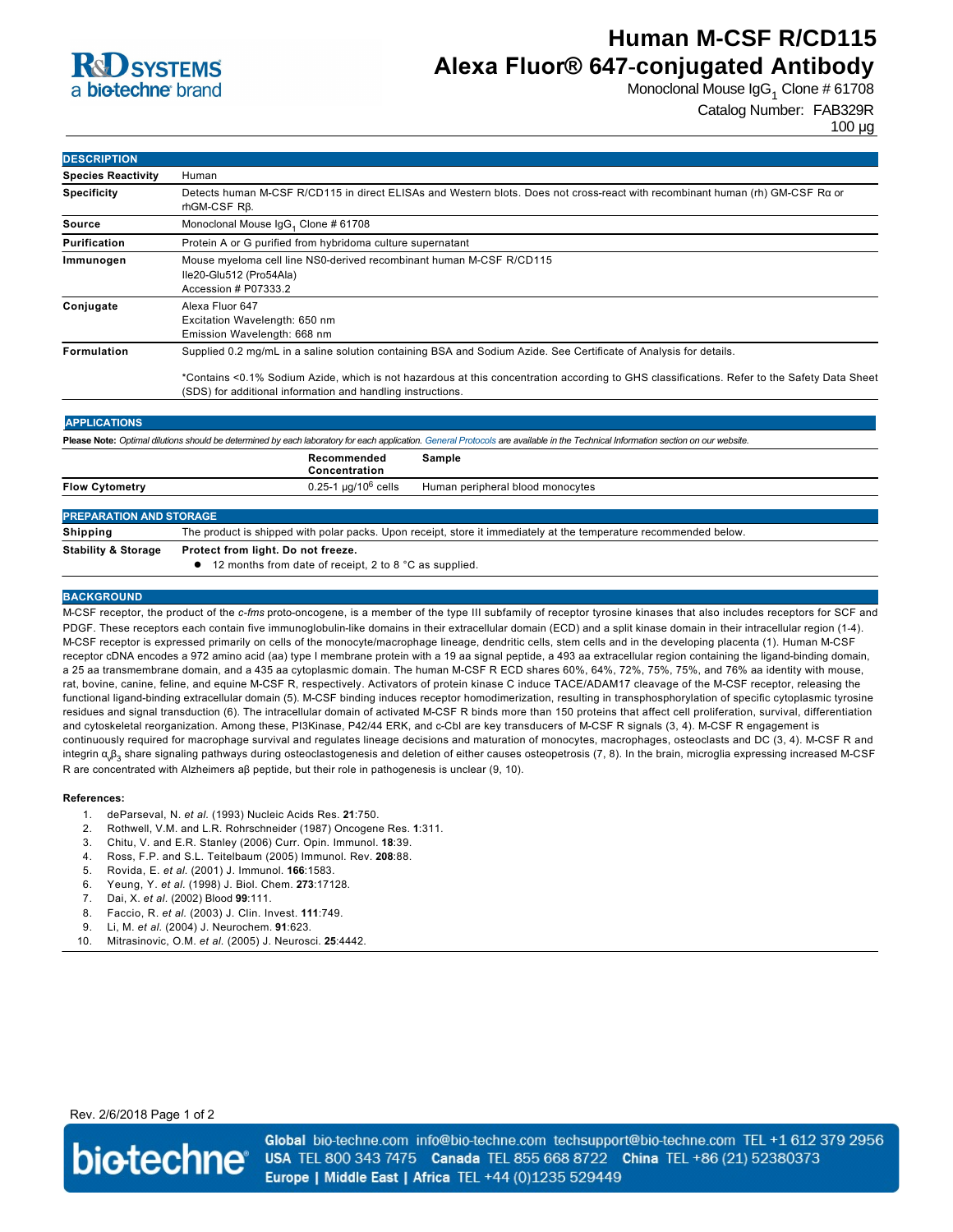R&D SYSTEMS
a bio-techne brand

# Human M-CSF R/CD115 Alexa Fluor® 647-conjugated Antibody

Monoclonal Mouse $IgG_1$ Clone # 61708

Catalog Number: FAB329R

100 µg

## DESCRIPTION

| | |
|---|---|
| **Species Reactivity** | Human |
| **Specificity** | Detects human M-CSF R/CD115 in direct ELISAs and Western blots. Does not cross-react with recombinant human (rh) GM-CSF Rα or rhGM-CSF Rβ. |
| **Source** | Monoclonal Mouse $IgG_1$ Clone # 61708 |
| **Purification** | Protein A or G purified from hybridoma culture supernatant |
| **Immunogen** | Mouse myeloma cell line NS0-derived recombinant human M-CSF R/CD115<br>Ile20-Glu512 (Pro54Ala)<br>Accession # P07333.2 |
| **Conjugate** | Alexa Fluor 647<br>Excitation Wavelength: 650 nm<br>Emission Wavelength: 668 nm |
| **Formulation** | Supplied 0.2 mg/mL in a saline solution containing BSA and Sodium Azide. See Certificate of Analysis for details.<br><br>*Contains <0.1% Sodium Azide, which is not hazardous at this concentration according to GHS classifications. Refer to the Safety Data Sheet (SDS) for additional information and handling instructions. |

## APPLICATIONS

**Please Note:** *Optimal dilutions should be determined by each laboratory for each application. General Protocols are available in the Technical Information section on our website.*

| | Recommended Concentration | Sample |
|---|---|---|
| **Flow Cytometry** | 0.25-1 µg/$10^6$ cells | Human peripheral blood monocytes |

## PREPARATION AND STORAGE

| | |
|---|---|
| **Shipping** | The product is shipped with polar packs. Upon receipt, store it immediately at the temperature recommended below. |
| **Stability & Storage** | **Protect from light. Do not freeze.**<br>● 12 months from date of receipt, 2 to 8 °C as supplied. |

## BACKGROUND

M-CSF receptor, the product of the *c-fms* proto-oncogene, is a member of the type III subfamily of receptor tyrosine kinases that also includes receptors for SCF and PDGF. These receptors each contain five immunoglobulin-like domains in their extracellular domain (ECD) and a split kinase domain in their intracellular region (1-4). M-CSF receptor is expressed primarily on cells of the monocyte/macrophage lineage, dendritic cells, stem cells and in the developing placenta (1). Human M-CSF receptor cDNA encodes a 972 amino acid (aa) type I membrane protein with a 19 aa signal peptide, a 493 aa extracellular region containing the ligand-binding domain, a 25 aa transmembrane domain, and a 435 aa cytoplasmic domain. The human M-CSF R ECD shares 60%, 64%, 72%, 75%, 75%, and 76% aa identity with mouse, rat, bovine, canine, feline, and equine M-CSF R, respectively. Activators of protein kinase C induce TACE/ADAM17 cleavage of the M-CSF receptor, releasing the functional ligand-binding extracellular domain (5). M-CSF binding induces receptor homodimerization, resulting in transphosphorylation of specific cytoplasmic tyrosine residues and signal transduction (6). The intracellular domain of activated M-CSF R binds more than 150 proteins that affect cell proliferation, survival, differentiation and cytoskeletal reorganization. Among these, PI3Kinase, P42/44 ERK, and c-Cbl are key transducers of M-CSF R signals (3, 4). M-CSF R engagement is continuously required for macrophage survival and regulates lineage decisions and maturation of monocytes, macrophages, osteoclasts and DC (3, 4). M-CSF R and integrin $\alpha_v\beta_3$ share signaling pathways during osteoclastogenesis and deletion of either causes osteopetrosis (7, 8). In the brain, microglia expressing increased M-CSF R are concentrated with Alzheimers aβ peptide, but their role in pathogenesis is unclear (9, 10).

**References:**

1. deParseval, N. *et al.* (1993) Nucleic Acids Res. **21**:750.
2. Rothwell, V.M. and L.R. Rohrschneider (1987) Oncogene Res. **1**:311.
3. Chitu, V. and E.R. Stanley (2006) Curr. Opin. Immunol. **18**:39.
4. Ross, F.P. and S.L. Teitelbaum (2005) Immunol. Rev. **208**:88.
5. Rovida, E. *et al.* (2001) J. Immunol. **166**:1583.
6. Yeung, Y. *et al.* (1998) J. Biol. Chem. **273**:17128.
7. Dai, X. *et al.* (2002) Blood **99**:111.
8. Faccio, R. *et al.* (2003) J. Clin. Invest. **111**:749.
9. Li, M. *et al.* (2004) J. Neurochem. **91**:623.
10. Mitrasinovic, O.M. *et al.* (2005) J. Neurosci. **25**:4442.

Rev. 2/6/2018

bio-techne®

**Global** bio-techne.com info@bio-techne.com techsupport@bio-techne.com TEL +1 612 379 2956
**USA** TEL 800 343 7475 **Canada** TEL 855 668 8722 **China** TEL +86 (21) 52380373
**Europe | Middle East | Africa** TEL +44 (0)1235 529449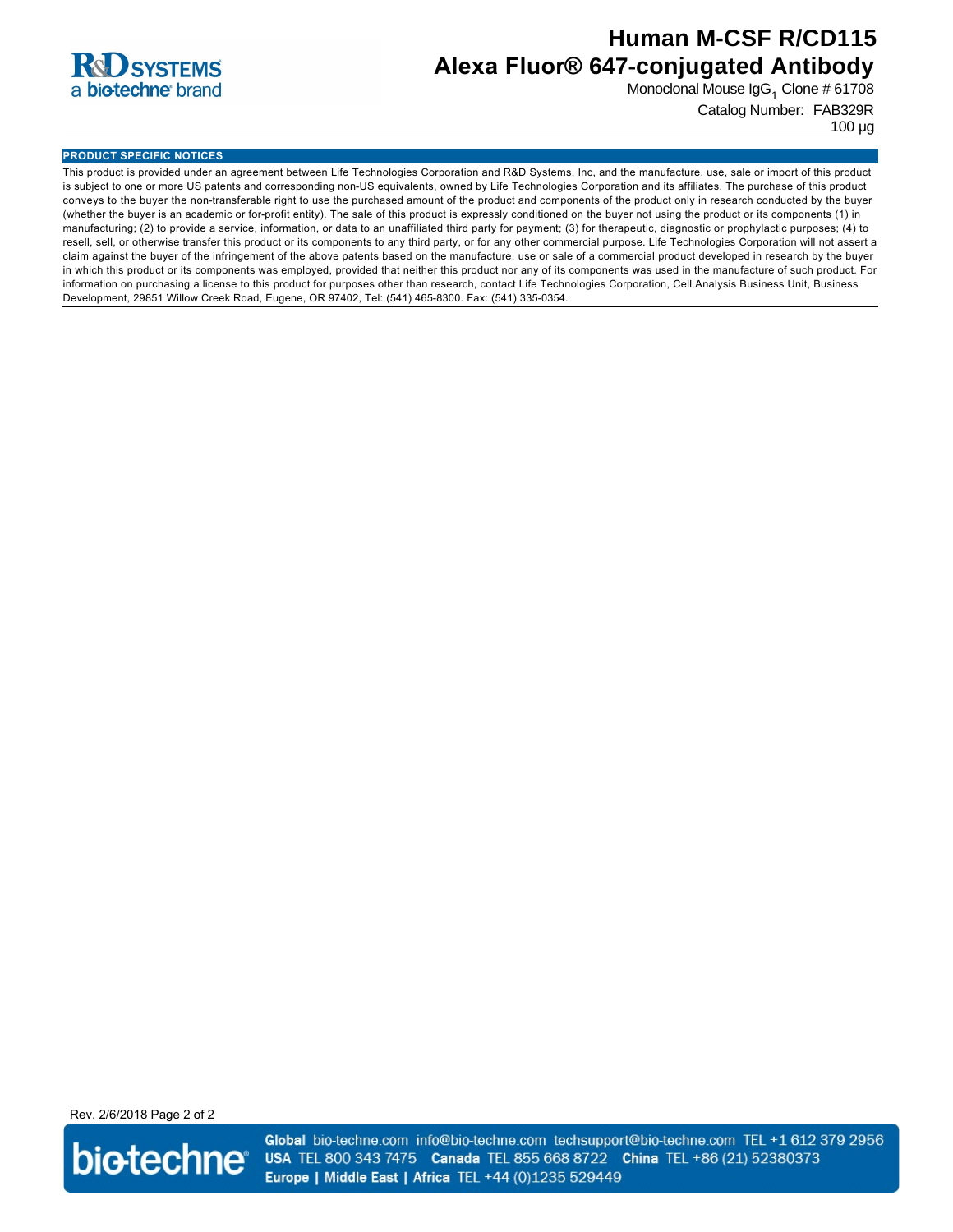# Human M-CSF R/CD115 Alexa Fluor® 647-conjugated Antibody

Monoclonal Mouse $IgG_1$ Clone # 61708

Catalog Number: FAB329R

100 µg

## PRODUCT SPECIFIC NOTICES

This product is provided under an agreement between Life Technologies Corporation and R&D Systems, Inc, and the manufacture, use, sale or import of this product is subject to one or more US patents and corresponding non-US equivalents, owned by Life Technologies Corporation and its affiliates. The purchase of this product conveys to the buyer the non-transferable right to use the purchased amount of the product and components of the product only in research conducted by the buyer (whether the buyer is an academic or for-profit entity). The sale of this product is expressly conditioned on the buyer not using the product or its components (1) in manufacturing; (2) to provide a service, information, or data to an unaffiliated third party for payment; (3) for therapeutic, diagnostic or prophylactic purposes; (4) to resell, sell, or otherwise transfer this product or its components to any third party, or for any other commercial purpose. Life Technologies Corporation will not assert a claim against the buyer of the infringement of the above patents based on the manufacture, use or sale of a commercial product developed in research by the buyer in which this product or its components was employed, provided that neither this product nor any of its components was used in the manufacture of such product. For information on purchasing a license to this product for purposes other than research, contact Life Technologies Corporation, Cell Analysis Business Unit, Business Development, 29851 Willow Creek Road, Eugene, OR 97402, Tel: (541) 465-8300. Fax: (541) 335-0354.

Rev. 2/6/2018

**Global** bio-techne.com info@bio-techne.com techsupport@bio-techne.com TEL +1 612 379 2956
**USA** TEL 800 343 7475 **Canada** TEL 855 668 8722 **China** TEL +86 (21) 52380373
**Europe | Middle East | Africa** TEL +44 (0)1235 529449